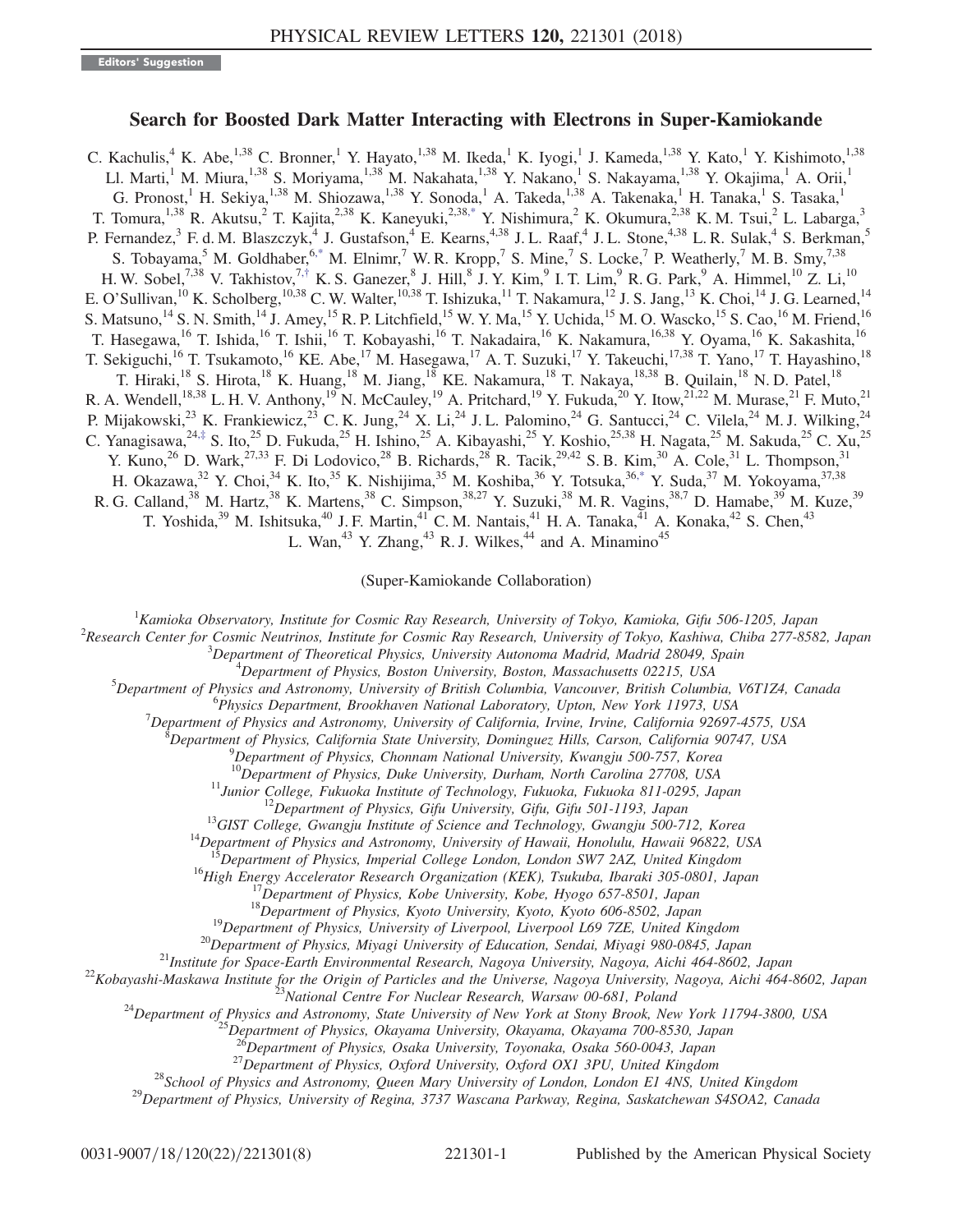Editors' Suggestion

# Search for Boosted Dark Matter Interacting with Electrons in Super-Kamiokande

C. Kachulis,[4] K. Abe,[1,38] C. Bronner,[1] Y. Hayato,[1,38] M. Ikeda,[1] K. Iyogi,[1] J. Kameda,[1,38] Y. Kato,[1] Y. Kishimoto,[1,38] Ll. Marti,[1] M. Miura,[1,38] S. Moriyama,[1,38] M. Nakahata,[1,38] Y. Nakano,[1] S. Nakayama,[1,38] Y. Okajima,[1] A. Orii,[1] G. Pronost,[1] H. Sekiya,[1,38] M. Shiozawa,[1,38] Y. Sonoda,[1] A. Takeda,[1,38] A. Takenaka,[1] H. Tanaka,[1] S. Tasaka,[1] T. Tomura,[1,38] R. Akutsu,[2] T. Kajita,[2,38] K. Kaneyuki,[2,38,*] Y. Nishimura,[2] K. Okumura,[2,38] K. M. Tsui,[2] L. Labarga,[3] P. Fernandez,[3] F. d. M. Blaszczyk,[4] J. Gustafson,[4] E. Kearns,[4,38] J. L. Raaf,[4] J. L. Stone,[4,38] L. R. Sulak,[4] S. Berkman,[5] S. Tobayama,[5] M. Goldhaber,[6,*] M. Elnimr,[7] W. R. Kropp,[7] S. Mine,[7] S. Locke,[7] P. Weatherly,[7] M. B. Smy,[7,38] H. W. Sobel,[7,38] V. Takhistov,[7,†] K. S. Ganezer,[8] J. Hill,[8] J. Y. Kim,[9] I. T. Lim,[9] R. G. Park,[9] A. Himmel,[10] Z. Li,[10] E. O'Sullivan,[10] K. Scholberg,[10,38] C. W. Walter,[10,38] T. Ishizuka,[11] T. Nakamura,[12] J. S. Jang,[13] K. Choi,[14] J. G. Learned,[14] S. Matsuno,[14] S. N. Smith,[14] J. Amey,[15] R. P. Litchfield,[15] W. Y. Ma,[15] Y. Uchida,[15] M. O. Wascko,[15] S. Cao,[16] M. Friend,[16] T. Hasegawa,[16] T. Ishida,[16] T. Ishii,[16] T. Kobayashi,[16] T. Nakadaira,[16] K. Nakamura,[16,38] Y. Oyama,[16] K. Sakashita,[16] T. Sekiguchi,[16] T. Tsukamoto,[16] KE. Abe,[17] M. Hasegawa,[17] A. T. Suzuki,[17] Y. Takeuchi,[17,38] T. Yano,[17] T. Hayashino,[18] T. Hiraki,[18] S. Hirota,[18] K. Huang,[18] M. Jiang,[18] KE. Nakamura,[18] T. Nakaya,[18,38] B. Quilain,[18] N. D. Patel,[18] R. A. Wendell,[18,38] L. H. V. Anthony,[19] N. McCauley,[19] A. Pritchard,[19] Y. Fukuda,[20] Y. Itow,[21,22] M. Murase,[21] F. Muto,[21] P. Mijakowski,[23] K. Frankiewicz,[23] C. K. Jung,[24] X. Li,[24] J. L. Palomino,[24] G. Santucci,[24] C. Vilela,[24] M. J. Wilking,[24] C. Yanagisawa,[24,‡] S. Ito,[25] D. Fukuda,[25] H. Ishino,[25] A. Kibayashi,[25] Y. Koshio,[25,38] H. Nagata,[25] M. Sakuda,[25] C. Xu,[25] Y. Kuno,[26] D. Wark,[27,33] F. Di Lodovico,[28] B. Richards,[28] R. Tacik,[29,42] S. B. Kim,[30] A. Cole,[31] L. Thompson,[31] H. Okazawa,[32] Y. Choi,[34] K. Ito,[35] K. Nishijima,[35] M. Koshiba,[36] Y. Totsuka,[36,*] Y. Suda,[37] M. Yokoyama,[37,38] R. G. Calland,[38] M. Hartz,[38] K. Martens,[38] C. Simpson,[38,27] Y. Suzuki,[38] M. R. Vagins,[38,7] D. Hamabe,[39] M. Kuze,[39] T. Yoshida,[39] M. Ishitsuka,[40] J. F. Martin,[41] C. M. Nantais,[41] H. A. Tanaka,[41] A. Konaka,[42] S. Chen,[43] L. Wan,[43] Y. Zhang,[43] R. J. Wilkes,[44] and A. Minamino[45]

(Super-Kamiokande Collaboration)

[1]*Kamioka Observatory, Institute for Cosmic Ray Research, University of Tokyo, Kamioka, Gifu 506-1205, Japan*
[2]*Research Center for Cosmic Neutrinos, Institute for Cosmic Ray Research, University of Tokyo, Kashiwa, Chiba 277-8582, Japan*
[3]*Department of Theoretical Physics, University Autonoma Madrid, Madrid 28049, Spain*
[4]*Department of Physics, Boston University, Boston, Massachusetts 02215, USA*
[5]*Department of Physics and Astronomy, University of British Columbia, Vancouver, British Columbia, V6T1Z4, Canada*
[6]*Physics Department, Brookhaven National Laboratory, Upton, New York 11973, USA*
[7]*Department of Physics and Astronomy, University of California, Irvine, Irvine, California 92697-4575, USA*
[8]*Department of Physics, California State University, Dominguez Hills, Carson, California 90747, USA*
[9]*Department of Physics, Chonnam National University, Kwangju 500-757, Korea*
[10]*Department of Physics, Duke University, Durham, North Carolina 27708, USA*
[11]*Junior College, Fukuoka Institute of Technology, Fukuoka, Fukuoka 811-0295, Japan*
[12]*Department of Physics, Gifu University, Gifu, Gifu 501-1193, Japan*
[13]*GIST College, Gwangju Institute of Science and Technology, Gwangju 500-712, Korea*
[14]*Department of Physics and Astronomy, University of Hawaii, Honolulu, Hawaii 96822, USA*
[15]*Department of Physics, Imperial College London, London SW7 2AZ, United Kingdom*
[16]*High Energy Accelerator Research Organization (KEK), Tsukuba, Ibaraki 305-0801, Japan*
[17]*Department of Physics, Kobe University, Kobe, Hyogo 657-8501, Japan*
[18]*Department of Physics, Kyoto University, Kyoto, Kyoto 606-8502, Japan*
[19]*Department of Physics, University of Liverpool, Liverpool L69 7ZE, United Kingdom*
[20]*Department of Physics, Miyagi University of Education, Sendai, Miyagi 980-0845, Japan*
[21]*Institute for Space-Earth Environmental Research, Nagoya University, Nagoya, Aichi 464-8602, Japan*
[22]*Kobayashi-Maskawa Institute for the Origin of Particles and the Universe, Nagoya University, Nagoya, Aichi 464-8602, Japan*
[23]*National Centre For Nuclear Research, Warsaw 00-681, Poland*
[24]*Department of Physics and Astronomy, State University of New York at Stony Brook, New York 11794-3800, USA*
[25]*Department of Physics, Okayama University, Okayama, Okayama 700-8530, Japan*
[26]*Department of Physics, Osaka University, Toyonaka, Osaka 560-0043, Japan*
[27]*Department of Physics, Oxford University, Oxford OX1 3PU, United Kingdom*
[28]*School of Physics and Astronomy, Queen Mary University of London, London E1 4NS, United Kingdom*
[29]*Department of Physics, University of Regina, 3737 Wascana Parkway, Regina, Saskatchewan S4SOA2, Canada*

0031-9007/18/120(22)/221301(8) Published by the American Physical Society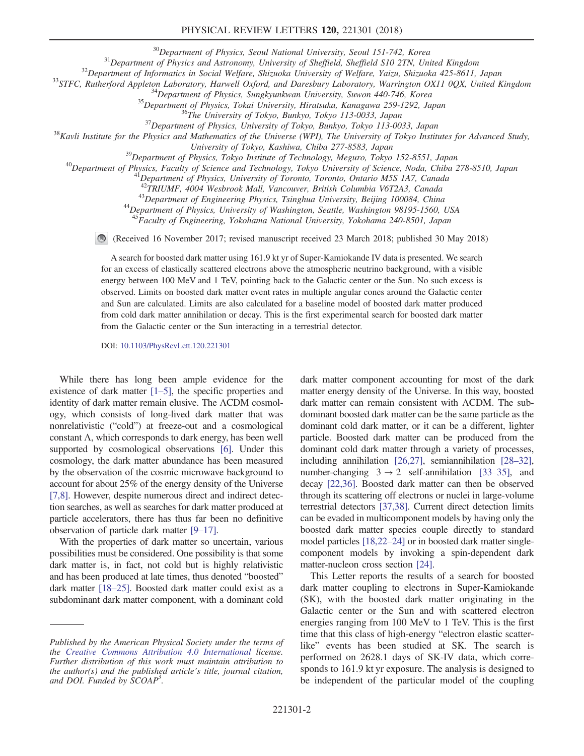[30] Department of Physics, Seoul National University, Seoul 151-742, Korea

[31] Department of Physics and Astronomy, University of Sheffield, Sheffield S10 2TN, United Kingdom

[32] Department of Informatics in Social Welfare, Shizuoka University of Welfare, Yaizu, Shizuoka 425-8611, Japan

[33] STFC, Rutherford Appleton Laboratory, Harwell Oxford, and Daresbury Laboratory, Warrington OX11 0QX, United Kingdom

[34] Department of Physics, Sungkyunkwan University, Suwon 440-746, Korea

[35] Department of Physics, Tokai University, Hiratsuka, Kanagawa 259-1292, Japan

[36] The University of Tokyo, Bunkyo, Tokyo 113-0033, Japan

[37] Department of Physics, University of Tokyo, Bunkyo, Tokyo 113-0033, Japan

[38] Kavli Institute for the Physics and Mathematics of the Universe (WPI), The University of Tokyo Institutes for Advanced Study, University of Tokyo, Kashiwa, Chiba 277-8583, Japan

[39] Department of Physics, Tokyo Institute of Technology, Meguro, Tokyo 152-8551, Japan

[40] Department of Physics, Faculty of Science and Technology, Tokyo University of Science, Noda, Chiba 278-8510, Japan

[41] Department of Physics, University of Toronto, Toronto, Ontario M5S 1A7, Canada

[42] TRIUMF, 4004 Wesbrook Mall, Vancouver, British Columbia V6T2A3, Canada

[43] Department of Engineering Physics, Tsinghua University, Beijing 100084, China

[44] Department of Physics, University of Washington, Seattle, Washington 98195-1560, USA

[45] Faculty of Engineering, Yokohama National University, Yokohama 240-8501, Japan

(Received 16 November 2017; revised manuscript received 23 March 2018; published 30 May 2018)

A search for boosted dark matter using 161.9 kt yr of Super-Kamiokande IV data is presented. We search for an excess of elastically scattered electrons above the atmospheric neutrino background, with a visible energy between 100 MeV and 1 TeV, pointing back to the Galactic center or the Sun. No such excess is observed. Limits on boosted dark matter event rates in multiple angular cones around the Galactic center and Sun are calculated. Limits are also calculated for a baseline model of boosted dark matter produced from cold dark matter annihilation or decay. This is the first experimental search for boosted dark matter from the Galactic center or the Sun interacting in a terrestrial detector.

DOI: 10.1103/PhysRevLett.120.221301

While there has long been ample evidence for the existence of dark matter [1–5], the specific properties and identity of dark matter remain elusive. The ΛCDM cosmology, which consists of long-lived dark matter that was nonrelativistic ("cold") at freeze-out and a cosmological constant Λ, which corresponds to dark energy, has been well supported by cosmological observations [6]. Under this cosmology, the dark matter abundance has been measured by the observation of the cosmic microwave background to account for about 25% of the energy density of the Universe [7,8]. However, despite numerous direct and indirect detection searches, as well as searches for dark matter produced at particle accelerators, there has thus far been no definitive observation of particle dark matter [9–17].

With the properties of dark matter so uncertain, various possibilities must be considered. One possibility is that some dark matter is, in fact, not cold but is highly relativistic and has been produced at late times, thus denoted "boosted" dark matter [18–25]. Boosted dark matter could exist as a subdominant dark matter component, with a dominant cold dark matter component accounting for most of the dark matter energy density of the Universe. In this way, boosted dark matter can remain consistent with ΛCDM. The subdominant boosted dark matter can be the same particle as the dominant cold dark matter, or it can be a different, lighter particle. Boosted dark matter can be produced from the dominant cold dark matter through a variety of processes, including annihilation [26,27], semiannihilation [28–32], number-changing $3 \rightarrow 2$ self-annihilation [33–35], and decay [22,36]. Boosted dark matter can then be observed through its scattering off electrons or nuclei in large-volume terrestrial detectors [37,38]. Current direct detection limits can be evaded in multicomponent models by having only the boosted dark matter species couple directly to standard model particles [18,22–24] or in boosted dark matter single-component models by invoking a spin-dependent dark matter-nucleon cross section [24].

This Letter reports the results of a search for boosted dark matter coupling to electrons in Super-Kamiokande (SK), with the boosted dark matter originating in the Galactic center or the Sun and with scattered electron energies ranging from 100 MeV to 1 TeV. This is the first time that this class of high-energy "electron elastic scatter-like" events has been studied at SK. The search is performed on 2628.1 days of SK-IV data, which corresponds to 161.9 kt yr exposure. The analysis is designed to be independent of the particular model of the coupling

*Published by the American Physical Society under the terms of the Creative Commons Attribution 4.0 International license. Further distribution of this work must maintain attribution to the author(s) and the published article's title, journal citation, and DOI. Funded by SCOAP[3].*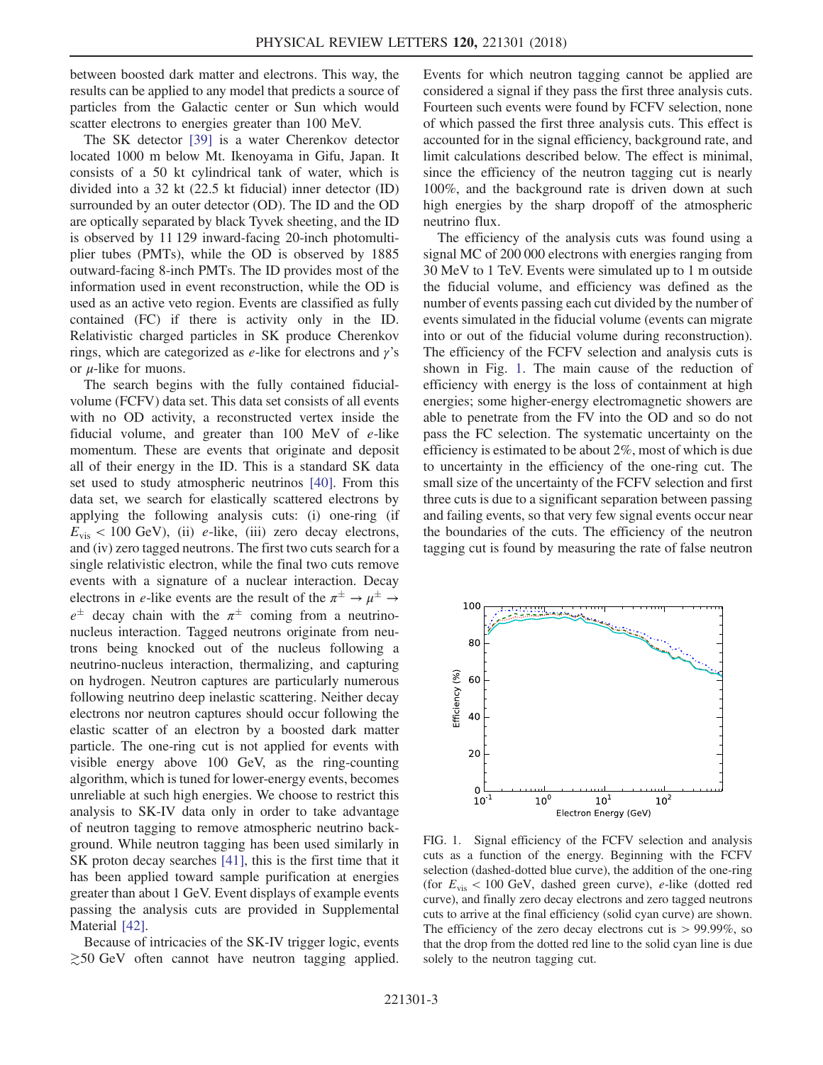between boosted dark matter and electrons. This way, the results can be applied to any model that predicts a source of particles from the Galactic center or Sun which would scatter electrons to energies greater than 100 MeV.

The SK detector [39] is a water Cherenkov detector located 1000 m below Mt. Ikenoyama in Gifu, Japan. It consists of a 50 kt cylindrical tank of water, which is divided into a 32 kt (22.5 kt fiducial) inner detector (ID) surrounded by an outer detector (OD). The ID and the OD are optically separated by black Tyvek sheeting, and the ID is observed by 11 129 inward-facing 20-inch photomultiplier tubes (PMTs), while the OD is observed by 1885 outward-facing 8-inch PMTs. The ID provides most of the information used in event reconstruction, while the OD is used as an active veto region. Events are classified as fully contained (FC) if there is activity only in the ID. Relativistic charged particles in SK produce Cherenkov rings, which are categorized as $e$-like for electrons and $\gamma$'s or $\mu$-like for muons.

The search begins with the fully contained fiducial-volume (FCFV) data set. This data set consists of all events with no OD activity, a reconstructed vertex inside the fiducial volume, and greater than 100 MeV of $e$-like momentum. These are events that originate and deposit all of their energy in the ID. This is a standard SK data set used to study atmospheric neutrinos [40]. From this data set, we search for elastically scattered electrons by applying the following analysis cuts: (i) one-ring (if $E_{\mathrm{vis}} < 100$ GeV), (ii) $e$-like, (iii) zero decay electrons, and (iv) zero tagged neutrons. The first two cuts search for a single relativistic electron, while the final two cuts remove events with a signature of a nuclear interaction. Decay electrons in $e$-like events are the result of the $\pi^{\pm} \rightarrow \mu^{\pm} \rightarrow e^{\pm}$ decay chain with the $\pi^{\pm}$ coming from a neutrino-nucleus interaction. Tagged neutrons originate from neutrons being knocked out of the nucleus following a neutrino-nucleus interaction, thermalizing, and capturing on hydrogen. Neutron captures are particularly numerous following neutrino deep inelastic scattering. Neither decay electrons nor neutron captures should occur following the elastic scatter of an electron by a boosted dark matter particle. The one-ring cut is not applied for events with visible energy above 100 GeV, as the ring-counting algorithm, which is tuned for lower-energy events, becomes unreliable at such high energies. We choose to restrict this analysis to SK-IV data only in order to take advantage of neutron tagging to remove atmospheric neutrino background. While neutron tagging has been used similarly in SK proton decay searches [41], this is the first time that it has been applied toward sample purification at energies greater than about 1 GeV. Event displays of example events passing the analysis cuts are provided in Supplemental Material [42].

Because of intricacies of the SK-IV trigger logic, events $\gtrsim 50$ GeV often cannot have neutron tagging applied. Events for which neutron tagging cannot be applied are considered a signal if they pass the first three analysis cuts. Fourteen such events were found by FCFV selection, none of which passed the first three analysis cuts. This effect is accounted for in the signal efficiency, background rate, and limit calculations described below. The effect is minimal, since the efficiency of the neutron tagging cut is nearly 100%, and the background rate is driven down at such high energies by the sharp dropoff of the atmospheric neutrino flux.

The efficiency of the analysis cuts was found using a signal MC of 200 000 electrons with energies ranging from 30 MeV to 1 TeV. Events were simulated up to 1 m outside the fiducial volume, and efficiency was defined as the number of events passing each cut divided by the number of events simulated in the fiducial volume (events can migrate into or out of the fiducial volume during reconstruction). The efficiency of the FCFV selection and analysis cuts is shown in Fig. 1. The main cause of the reduction of efficiency with energy is the loss of containment at high energies; some higher-energy electromagnetic showers are able to penetrate from the FV into the OD and so do not pass the FC selection. The systematic uncertainty on the efficiency is estimated to be about 2%, most of which is due to uncertainty in the efficiency of the one-ring cut. The small size of the uncertainty of the FCFV selection and first three cuts is due to a significant separation between passing and failing events, so that very few signal events occur near the boundaries of the cuts. The efficiency of the neutron tagging cut is found by measuring the rate of false neutron

FIG. 1. Signal efficiency of the FCFV selection and analysis cuts as a function of the energy. Beginning with the FCFV selection (dashed-dotted blue curve), the addition of the one-ring (for $E_{\mathrm{vis}} < 100$ GeV, dashed green curve), $e$-like (dotted red curve), and finally zero decay electrons and zero tagged neutrons cuts to arrive at the final efficiency (solid cyan curve) are shown. The efficiency of the zero decay electrons cut is $> 99.99\%$, so that the drop from the dotted red line to the solid cyan line is due solely to the neutron tagging cut.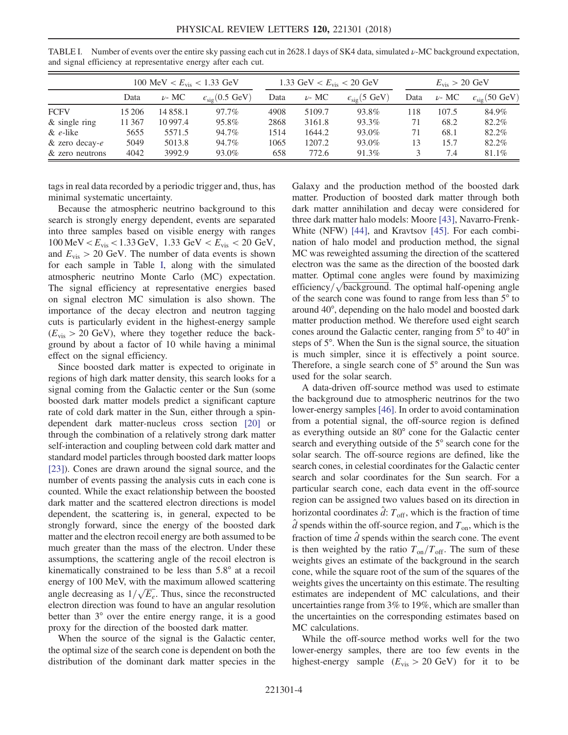TABLE I. Number of events over the entire sky passing each cut in 2628.1 days of SK4 data, simulated $\nu$-MC background expectation, and signal efficiency at representative energy after each cut.

| | 100 MeV $< E_{\mathrm{vis}} <$ 1.33 GeV | | | 1.33 GeV $< E_{\mathrm{vis}} <$ 20 GeV | | | $E_{\mathrm{vis}} >$ 20 GeV | | |
|---|---|---|---|---|---|---|---|---|---|
| | Data | $\nu$- MC | $\epsilon_{\mathrm{sig}}$(0.5 GeV) | Data | $\nu$- MC | $\epsilon_{\mathrm{sig}}$(5 GeV) | Data | $\nu$- MC | $\epsilon_{\mathrm{sig}}$(50 GeV) |
| FCFV | 15 206 | 14 858.1 | 97.7% | 4908 | 5109.7 | 93.8% | 118 | 107.5 | 84.9% |
| & single ring | 11 367 | 10 997.4 | 95.8% | 2868 | 3161.8 | 93.3% | 71 | 68.2 | 82.2% |
| & $e$-like | 5655 | 5571.5 | 94.7% | 1514 | 1644.2 | 93.0% | 71 | 68.1 | 82.2% |
| & zero decay-$e$ | 5049 | 5013.8 | 94.7% | 1065 | 1207.2 | 93.0% | 13 | 15.7 | 82.2% |
| & zero neutrons | 4042 | 3992.9 | 93.0% | 658 | 772.6 | 91.3% | 3 | 7.4 | 81.1% |

tags in real data recorded by a periodic trigger and, thus, has minimal systematic uncertainty.

Because the atmospheric neutrino background to this search is strongly energy dependent, events are separated into three samples based on visible energy with ranges $100\,\mathrm{MeV} < E_{\mathrm{vis}} < 1.33\,\mathrm{GeV}$, $1.33\ \mathrm{GeV} < E_{\mathrm{vis}} < 20\ \mathrm{GeV}$, and $E_{\mathrm{vis}} > 20\ \mathrm{GeV}$. The number of data events is shown for each sample in Table I, along with the simulated atmospheric neutrino Monte Carlo (MC) expectation. The signal efficiency at representative energies based on signal electron MC simulation is also shown. The importance of the decay electron and neutron tagging cuts is particularly evident in the highest-energy sample ($E_{\mathrm{vis}} > 20$ GeV), where they together reduce the background by about a factor of 10 while having a minimal effect on the signal efficiency.

Since boosted dark matter is expected to originate in regions of high dark matter density, this search looks for a signal coming from the Galactic center or the Sun (some boosted dark matter models predict a significant capture rate of cold dark matter in the Sun, either through a spin-dependent dark matter-nucleus cross section [20] or through the combination of a relatively strong dark matter self-interaction and coupling between cold dark matter and standard model particles through boosted dark matter loops [23]). Cones are drawn around the signal source, and the number of events passing the analysis cuts in each cone is counted. While the exact relationship between the boosted dark matter and the scattered electron directions is model dependent, the scattering is, in general, expected to be strongly forward, since the energy of the boosted dark matter and the electron recoil energy are both assumed to be much greater than the mass of the electron. Under these assumptions, the scattering angle of the recoil electron is kinematically constrained to be less than 5.8° at a recoil energy of 100 MeV, with the maximum allowed scattering angle decreasing as $1/\sqrt{E_e}$. Thus, since the reconstructed electron direction was found to have an angular resolution better than 3° over the entire energy range, it is a good proxy for the direction of the boosted dark matter.

When the source of the signal is the Galactic center, the optimal size of the search cone is dependent on both the distribution of the dominant dark matter species in the Galaxy and the production method of the boosted dark matter. Production of boosted dark matter through both dark matter annihilation and decay were considered for three dark matter halo models: Moore [43], Navarro-Frenk-White (NFW) [44], and Kravtsov [45]. For each combination of halo model and production method, the signal MC was reweighted assuming the direction of the scattered electron was the same as the direction of the boosted dark matter. Optimal cone angles were found by maximizing efficiency/$\sqrt{\text{background}}$. The optimal half-opening angle of the search cone was found to range from less than 5° to around 40°, depending on the halo model and boosted dark matter production method. We therefore used eight search cones around the Galactic center, ranging from 5° to 40° in steps of 5°. When the Sun is the signal source, the situation is much simpler, since it is effectively a point source. Therefore, a single search cone of 5° around the Sun was used for the solar search.

A data-driven off-source method was used to estimate the background due to atmospheric neutrinos for the two lower-energy samples [46]. In order to avoid contamination from a potential signal, the off-source region is defined as everything outside an 80° cone for the Galactic center search and everything outside of the 5° search cone for the solar search. The off-source regions are defined, like the search cones, in celestial coordinates for the Galactic center search and solar coordinates for the Sun search. For a particular search cone, each data event in the off-source region can be assigned two values based on its direction in horizontal coordinates $\hat{d}$: $T_{\mathrm{off}}$, which is the fraction of time $\hat{d}$ spends within the off-source region, and $T_{\mathrm{on}}$, which is the fraction of time $\hat{d}$ spends within the search cone. The event is then weighted by the ratio $T_{\mathrm{on}}/T_{\mathrm{off}}$. The sum of these weights gives an estimate of the background in the search cone, while the square root of the sum of the squares of the weights gives the uncertainty on this estimate. The resulting estimates are independent of MC calculations, and their uncertainties range from 3% to 19%, which are smaller than the uncertainties on the corresponding estimates based on MC calculations.

While the off-source method works well for the two lower-energy samples, there are too few events in the highest-energy sample ($E_{\mathrm{vis}} > 20$ GeV) for it to be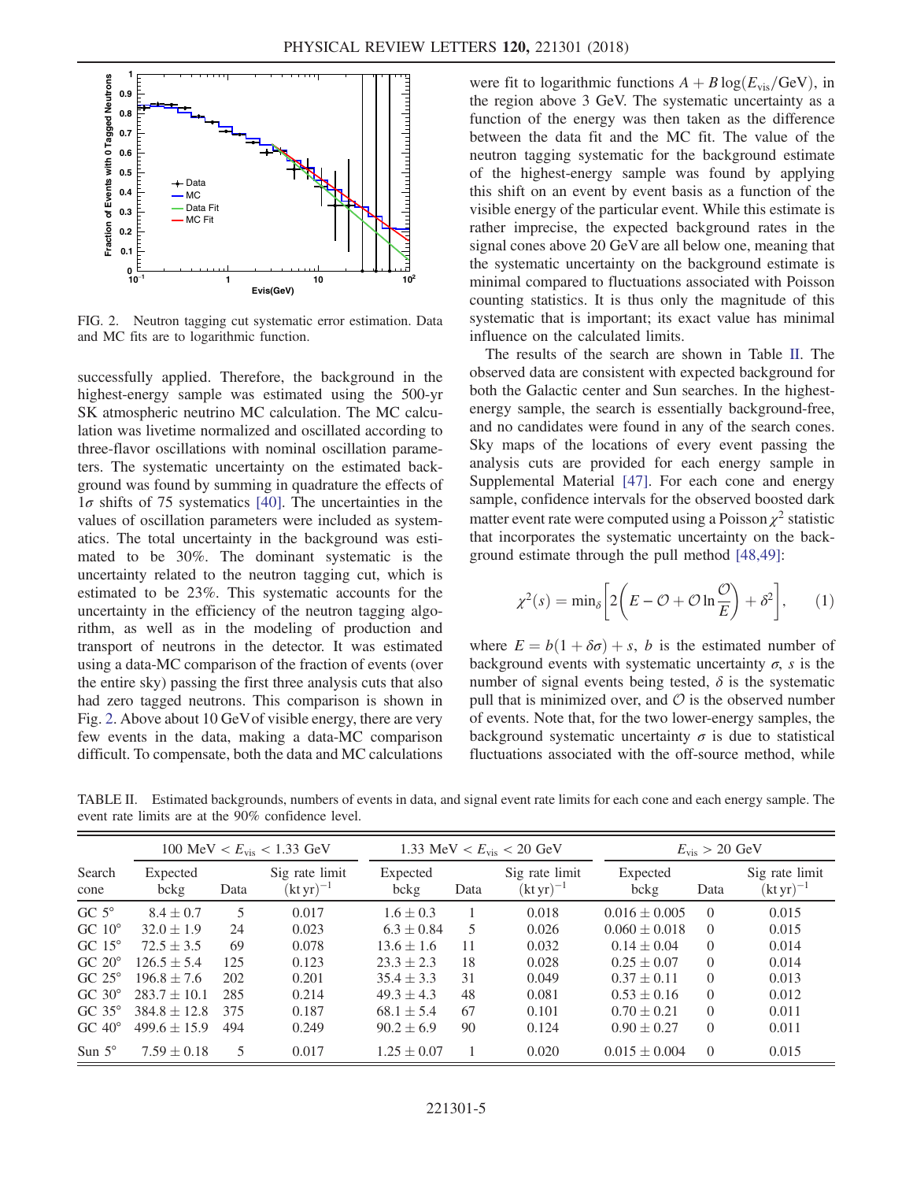FIG. 2. Neutron tagging cut systematic error estimation. Data and MC fits are to logarithmic function.

successfully applied. Therefore, the background in the highest-energy sample was estimated using the 500-yr SK atmospheric neutrino MC calculation. The MC calculation was livetime normalized and oscillated according to three-flavor oscillations with nominal oscillation parameters. The systematic uncertainty on the estimated background was found by summing in quadrature the effects of $1\sigma$ shifts of 75 systematics [40]. The uncertainties in the values of oscillation parameters were included as systematics. The total uncertainty in the background was estimated to be 30%. The dominant systematic is the uncertainty related to the neutron tagging cut, which is estimated to be 23%. This systematic accounts for the uncertainty in the efficiency of the neutron tagging algorithm, as well as in the modeling of production and transport of neutrons in the detector. It was estimated using a data-MC comparison of the fraction of events (over the entire sky) passing the first three analysis cuts that also had zero tagged neutrons. This comparison is shown in Fig. 2. Above about 10 GeV of visible energy, there are very few events in the data, making a data-MC comparison difficult. To compensate, both the data and MC calculations were fit to logarithmic functions $A + B\log(E_{\mathrm{vis}}/\mathrm{GeV})$, in the region above 3 GeV. The systematic uncertainty as a function of the energy was then taken as the difference between the data fit and the MC fit. The value of the neutron tagging systematic for the background estimate of the highest-energy sample was found by applying this shift on an event by event basis as a function of the visible energy of the particular event. While this estimate is rather imprecise, the expected background rates in the signal cones above 20 GeV are all below one, meaning that the systematic uncertainty on the background estimate is minimal compared to fluctuations associated with Poisson counting statistics. It is thus only the magnitude of this systematic that is important; its exact value has minimal influence on the calculated limits.

The results of the search are shown in Table II. The observed data are consistent with expected background for both the Galactic center and Sun searches. In the highest-energy sample, the search is essentially background-free, and no candidates were found in any of the search cones. Sky maps of the locations of every event passing the analysis cuts are provided for each energy sample in Supplemental Material [47]. For each cone and energy sample, confidence intervals for the observed boosted dark matter event rate were computed using a Poisson $\chi^2$ statistic that incorporates the systematic uncertainty on the background estimate through the pull method [48,49]:

$$\chi^2(s) = \min_\delta\left[2\left(E - \mathcal{O} + \mathcal{O}\ln\frac{\mathcal{O}}{E}\right) + \delta^2\right], \qquad (1)$$

where $E = b(1 + \delta\sigma) + s$, $b$ is the estimated number of background events with systematic uncertainty $\sigma$, $s$ is the number of signal events being tested, $\delta$ is the systematic pull that is minimized over, and $\mathcal{O}$ is the observed number of events. Note that, for the two lower-energy samples, the background systematic uncertainty $\sigma$ is due to statistical fluctuations associated with the off-source method, while

TABLE II. Estimated backgrounds, numbers of events in data, and signal event rate limits for each cone and each energy sample. The event rate limits are at the 90% confidence level.

| Search cone | 100 MeV < $E_{\mathrm{vis}}$ < 1.33 GeV | | | 1.33 MeV < $E_{\mathrm{vis}}$ < 20 GeV | | | $E_{\mathrm{vis}}$ > 20 GeV | | |
|---|---|---|---|---|---|---|---|---|---|
| | Expected bckg | Data | Sig rate limit $(\mathrm{kt\,yr})^{-1}$ | Expected bckg | Data | Sig rate limit $(\mathrm{kt\,yr})^{-1}$ | Expected bckg | Data | Sig rate limit $(\mathrm{kt\,yr})^{-1}$ |
| GC 5° | $8.4 \pm 0.7$ | 5 | 0.017 | $1.6 \pm 0.3$ | 1 | 0.018 | $0.016 \pm 0.005$ | 0 | 0.015 |
| GC 10° | $32.0 \pm 1.9$ | 24 | 0.023 | $6.3 \pm 0.84$ | 5 | 0.026 | $0.060 \pm 0.018$ | 0 | 0.015 |
| GC 15° | $72.5 \pm 3.5$ | 69 | 0.078 | $13.6 \pm 1.6$ | 11 | 0.032 | $0.14 \pm 0.04$ | 0 | 0.014 |
| GC 20° | $126.5 \pm 5.4$ | 125 | 0.123 | $23.3 \pm 2.3$ | 18 | 0.028 | $0.25 \pm 0.07$ | 0 | 0.014 |
| GC 25° | $196.8 \pm 7.6$ | 202 | 0.201 | $35.4 \pm 3.3$ | 31 | 0.049 | $0.37 \pm 0.11$ | 0 | 0.013 |
| GC 30° | $283.7 \pm 10.1$ | 285 | 0.214 | $49.3 \pm 4.3$ | 48 | 0.081 | $0.53 \pm 0.16$ | 0 | 0.012 |
| GC 35° | $384.8 \pm 12.8$ | 375 | 0.187 | $68.1 \pm 5.4$ | 67 | 0.101 | $0.70 \pm 0.21$ | 0 | 0.011 |
| GC 40° | $499.6 \pm 15.9$ | 494 | 0.249 | $90.2 \pm 6.9$ | 90 | 0.124 | $0.90 \pm 0.27$ | 0 | 0.011 |
| Sun 5° | $7.59 \pm 0.18$ | 5 | 0.017 | $1.25 \pm 0.07$ | 1 | 0.020 | $0.015 \pm 0.004$ | 0 | 0.015 |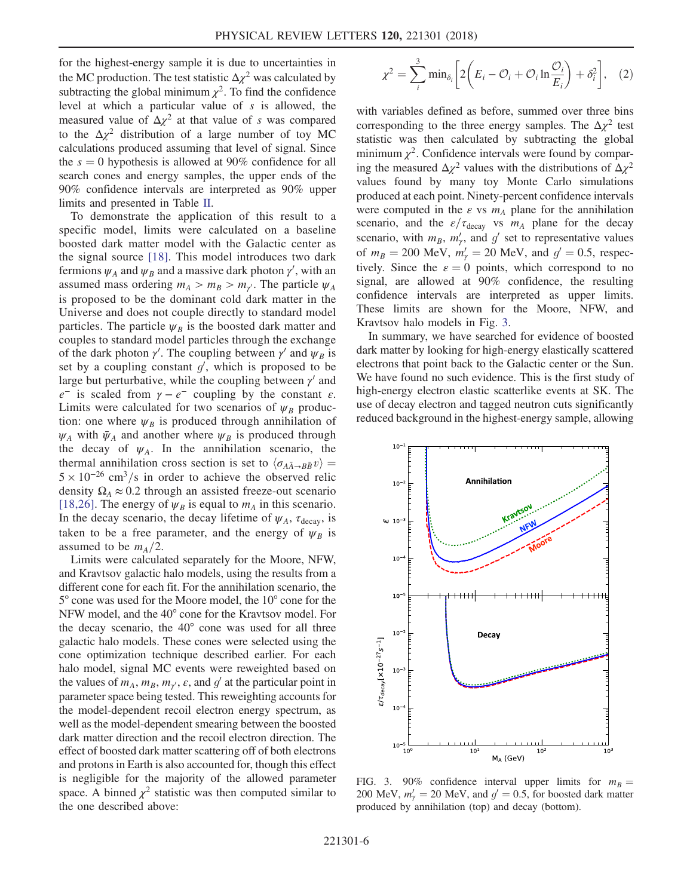for the highest-energy sample it is due to uncertainties in the MC production. The test statistic $\Delta\chi^2$ was calculated by subtracting the global minimum $\chi^2$. To find the confidence level at which a particular value of $s$ is allowed, the measured value of $\Delta\chi^2$ at that value of $s$ was compared to the $\Delta\chi^2$ distribution of a large number of toy MC calculations produced assuming that level of signal. Since the $s = 0$ hypothesis is allowed at 90% confidence for all search cones and energy samples, the upper ends of the 90% confidence intervals are interpreted as 90% upper limits and presented in Table II.

To demonstrate the application of this result to a specific model, limits were calculated on a baseline boosted dark matter model with the Galactic center as the signal source [18]. This model introduces two dark fermions $\psi_A$ and $\psi_B$ and a massive dark photon $\gamma'$, with an assumed mass ordering $m_A > m_B > m_{\gamma'}$. The particle $\psi_A$ is proposed to be the dominant cold dark matter in the Universe and does not couple directly to standard model particles. The particle $\psi_B$ is the boosted dark matter and couples to standard model particles through the exchange of the dark photon $\gamma'$. The coupling between $\gamma'$ and $\psi_B$ is set by a coupling constant $g'$, which is proposed to be large but perturbative, while the coupling between $\gamma'$ and $e^-$ is scaled from $\gamma - e^-$ coupling by the constant $\varepsilon$. Limits were calculated for two scenarios of $\psi_B$ production: one where $\psi_B$ is produced through annihilation of $\psi_A$ with $\bar{\psi}_A$ and another where $\psi_B$ is produced through the decay of $\psi_A$. In the annihilation scenario, the thermal annihilation cross section is set to $\langle\sigma_{A\bar{A}\to B\bar{B}}v\rangle = 5\times10^{-26}\ \mathrm{cm}^3/\mathrm{s}$ in order to achieve the observed relic density $\Omega_A \approx 0.2$ through an assisted freeze-out scenario [18,26]. The energy of $\psi_B$ is equal to $m_A$ in this scenario. In the decay scenario, the decay lifetime of $\psi_A$, $\tau_{\mathrm{decay}}$, is taken to be a free parameter, and the energy of $\psi_B$ is assumed to be $m_A/2$.

Limits were calculated separately for the Moore, NFW, and Kravtsov galactic halo models, using the results from a different cone for each fit. For the annihilation scenario, the 5° cone was used for the Moore model, the 10° cone for the NFW model, and the 40° cone for the Kravtsov model. For the decay scenario, the 40° cone was used for all three galactic halo models. These cones were selected using the cone optimization technique described earlier. For each halo model, signal MC events were reweighted based on the values of $m_A$, $m_B$, $m_{\gamma'}$, $\varepsilon$, and $g'$ at the particular point in parameter space being tested. This reweighting accounts for the model-dependent recoil electron energy spectrum, as well as the model-dependent smearing between the boosted dark matter direction and the recoil electron direction. The effect of boosted dark matter scattering off of both electrons and protons in Earth is also accounted for, though this effect is negligible for the majority of the allowed parameter space. A binned $\chi^2$ statistic was then computed similar to the one described above:

$$\chi^2 = \sum_i^3 \min_{\delta_i}\left[2\left(E_i - \mathcal{O}_i + \mathcal{O}_i \ln\frac{\mathcal{O}_i}{E_i}\right) + \delta_i^2\right], \quad (2)$$

with variables defined as before, summed over three bins corresponding to the three energy samples. The $\Delta\chi^2$ test statistic was then calculated by subtracting the global minimum $\chi^2$. Confidence intervals were found by comparing the measured $\Delta\chi^2$ values with the distributions of $\Delta\chi^2$ values found by many toy Monte Carlo simulations produced at each point. Ninety-percent confidence intervals were computed in the $\varepsilon$ vs $m_A$ plane for the annihilation scenario, and the $\varepsilon/\tau_{\mathrm{decay}}$ vs $m_A$ plane for the decay scenario, with $m_B$, $m'_\gamma$, and $g'$ set to representative values of $m_B = 200$ MeV, $m'_\gamma = 20$ MeV, and $g' = 0.5$, respectively. Since the $\varepsilon = 0$ points, which correspond to no signal, are allowed at 90% confidence, the resulting confidence intervals are interpreted as upper limits. These limits are shown for the Moore, NFW, and Kravtsov halo models in Fig. 3.

In summary, we have searched for evidence of boosted dark matter by looking for high-energy elastically scattered electrons that point back to the Galactic center or the Sun. We have found no such evidence. This is the first study of high-energy electron elastic scatterlike events at SK. The use of decay electron and tagged neutron cuts significantly reduced background in the highest-energy sample, allowing

FIG. 3. 90% confidence interval upper limits for $m_B = 200$ MeV, $m'_\gamma = 20$ MeV, and $g' = 0.5$, for boosted dark matter produced by annihilation (top) and decay (bottom).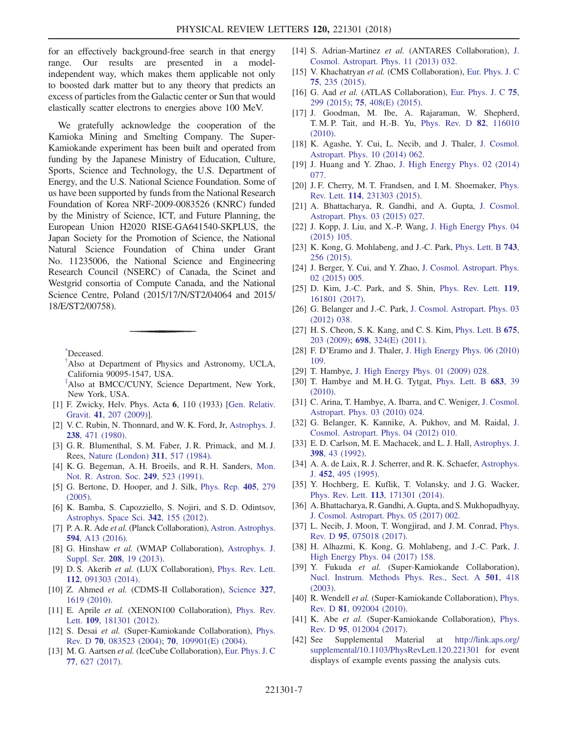for an effectively background-free search in that energy range. Our results are presented in a model-independent way, which makes them applicable not only to boosted dark matter but to any theory that predicts an excess of particles from the Galactic center or Sun that would elastically scatter electrons to energies above 100 MeV.

We gratefully acknowledge the cooperation of the Kamioka Mining and Smelting Company. The Super-Kamiokande experiment has been built and operated from funding by the Japanese Ministry of Education, Culture, Sports, Science and Technology, the U.S. Department of Energy, and the U.S. National Science Foundation. Some of us have been supported by funds from the National Research Foundation of Korea NRF-2009-0083526 (KNRC) funded by the Ministry of Science, ICT, and Future Planning, the European Union H2020 RISE-GA641540-SKPLUS, the Japan Society for the Promotion of Science, the National Natural Science Foundation of China under Grant No. 11235006, the National Science and Engineering Research Council (NSERC) of Canada, the Scinet and Westgrid consortia of Compute Canada, and the National Science Centre, Poland (2015/17/N/ST2/04064 and 2015/18/E/ST2/00758).

---

[*]Deceased.

[†]Also at Department of Physics and Astronomy, UCLA, California 90095-1547, USA.

[‡]Also at BMCC/CUNY, Science Department, New York, New York, USA.

[1] F. Zwicky, Helv. Phys. Acta **6**, 110 (1933) [Gen. Relativ. Gravit. **41**, 207 (2009)].

[2] V. C. Rubin, N. Thonnard, and W. K. Ford, Jr, Astrophys. J. **238**, 471 (1980).

[3] G. R. Blumenthal, S. M. Faber, J. R. Primack, and M. J. Rees, Nature (London) **311**, 517 (1984).

[4] K. G. Begeman, A. H. Broeils, and R. H. Sanders, Mon. Not. R. Astron. Soc. **249**, 523 (1991).

[5] G. Bertone, D. Hooper, and J. Silk, Phys. Rep. **405**, 279 (2005).

[6] K. Bamba, S. Capozziello, S. Nojiri, and S. D. Odintsov, Astrophys. Space Sci. **342**, 155 (2012).

[7] P. A. R. Ade *et al.* (Planck Collaboration), Astron. Astrophys. **594**, A13 (2016).

[8] G. Hinshaw *et al.* (WMAP Collaboration), Astrophys. J. Suppl. Ser. **208**, 19 (2013).

[9] D. S. Akerib *et al.* (LUX Collaboration), Phys. Rev. Lett. **112**, 091303 (2014).

[10] Z. Ahmed *et al.* (CDMS-II Collaboration), Science **327**, 1619 (2010).

[11] E. Aprile *et al.* (XENON100 Collaboration), Phys. Rev. Lett. **109**, 181301 (2012).

[12] S. Desai *et al.* (Super-Kamiokande Collaboration), Phys. Rev. D **70**, 083523 (2004); **70**, 109901(E) (2004).

[13] M. G. Aartsen *et al.* (IceCube Collaboration), Eur. Phys. J. C **77**, 627 (2017).

[14] S. Adrian-Martinez *et al.* (ANTARES Collaboration), J. Cosmol. Astropart. Phys. 11 (2013) 032.

[15] V. Khachatryan *et al.* (CMS Collaboration), Eur. Phys. J. C **75**, 235 (2015).

[16] G. Aad *et al.* (ATLAS Collaboration), Eur. Phys. J. C **75**, 299 (2015); **75**, 408(E) (2015).

[17] J. Goodman, M. Ibe, A. Rajaraman, W. Shepherd, T. M. P. Tait, and H.-B. Yu, Phys. Rev. D **82**, 116010 (2010).

[18] K. Agashe, Y. Cui, L. Necib, and J. Thaler, J. Cosmol. Astropart. Phys. 10 (2014) 062.

[19] J. Huang and Y. Zhao, J. High Energy Phys. 02 (2014) 077.

[20] J. F. Cherry, M. T. Frandsen, and I. M. Shoemaker, Phys. Rev. Lett. **114**, 231303 (2015).

[21] A. Bhattacharya, R. Gandhi, and A. Gupta, J. Cosmol. Astropart. Phys. 03 (2015) 027.

[22] J. Kopp, J. Liu, and X.-P. Wang, J. High Energy Phys. 04 (2015) 105.

[23] K. Kong, G. Mohlabeng, and J.-C. Park, Phys. Lett. B **743**, 256 (2015).

[24] J. Berger, Y. Cui, and Y. Zhao, J. Cosmol. Astropart. Phys. 02 (2015) 005.

[25] D. Kim, J.-C. Park, and S. Shin, Phys. Rev. Lett. **119**, 161801 (2017).

[26] G. Belanger and J.-C. Park, J. Cosmol. Astropart. Phys. 03 (2012) 038.

[27] H. S. Cheon, S. K. Kang, and C. S. Kim, Phys. Lett. B **675**, 203 (2009); **698**, 324(E) (2011).

[28] F. D'Eramo and J. Thaler, J. High Energy Phys. 06 (2010) 109.

[29] T. Hambye, J. High Energy Phys. 01 (2009) 028.

[30] T. Hambye and M. H. G. Tytgat, Phys. Lett. B **683**, 39 (2010).

[31] C. Arina, T. Hambye, A. Ibarra, and C. Weniger, J. Cosmol. Astropart. Phys. 03 (2010) 024.

[32] G. Belanger, K. Kannike, A. Pukhov, and M. Raidal, J. Cosmol. Astropart. Phys. 04 (2012) 010.

[33] E. D. Carlson, M. E. Machacek, and L. J. Hall, Astrophys. J. **398**, 43 (1992).

[34] A. A. de Laix, R. J. Scherrer, and R. K. Schaefer, Astrophys. J. **452**, 495 (1995).

[35] Y. Hochberg, E. Kuflik, T. Volansky, and J. G. Wacker, Phys. Rev. Lett. **113**, 171301 (2014).

[36] A. Bhattacharya, R. Gandhi, A. Gupta, and S. Mukhopadhyay, J. Cosmol. Astropart. Phys. 05 (2017) 002.

[37] L. Necib, J. Moon, T. Wongjirad, and J. M. Conrad, Phys. Rev. D **95**, 075018 (2017).

[38] H. Alhazmi, K. Kong, G. Mohlabeng, and J.-C. Park, J. High Energy Phys. 04 (2017) 158.

[39] Y. Fukuda *et al.* (Super-Kamiokande Collaboration), Nucl. Instrum. Methods Phys. Res., Sect. A **501**, 418 (2003).

[40] R. Wendell *et al.* (Super-Kamiokande Collaboration), Phys. Rev. D **81**, 092004 (2010).

[41] K. Abe *et al.* (Super-Kamiokande Collaboration), Phys. Rev. D **95**, 012004 (2017).

[42] See Supplemental Material at http://link.aps.org/supplemental/10.1103/PhysRevLett.120.221301 for event displays of example events passing the analysis cuts.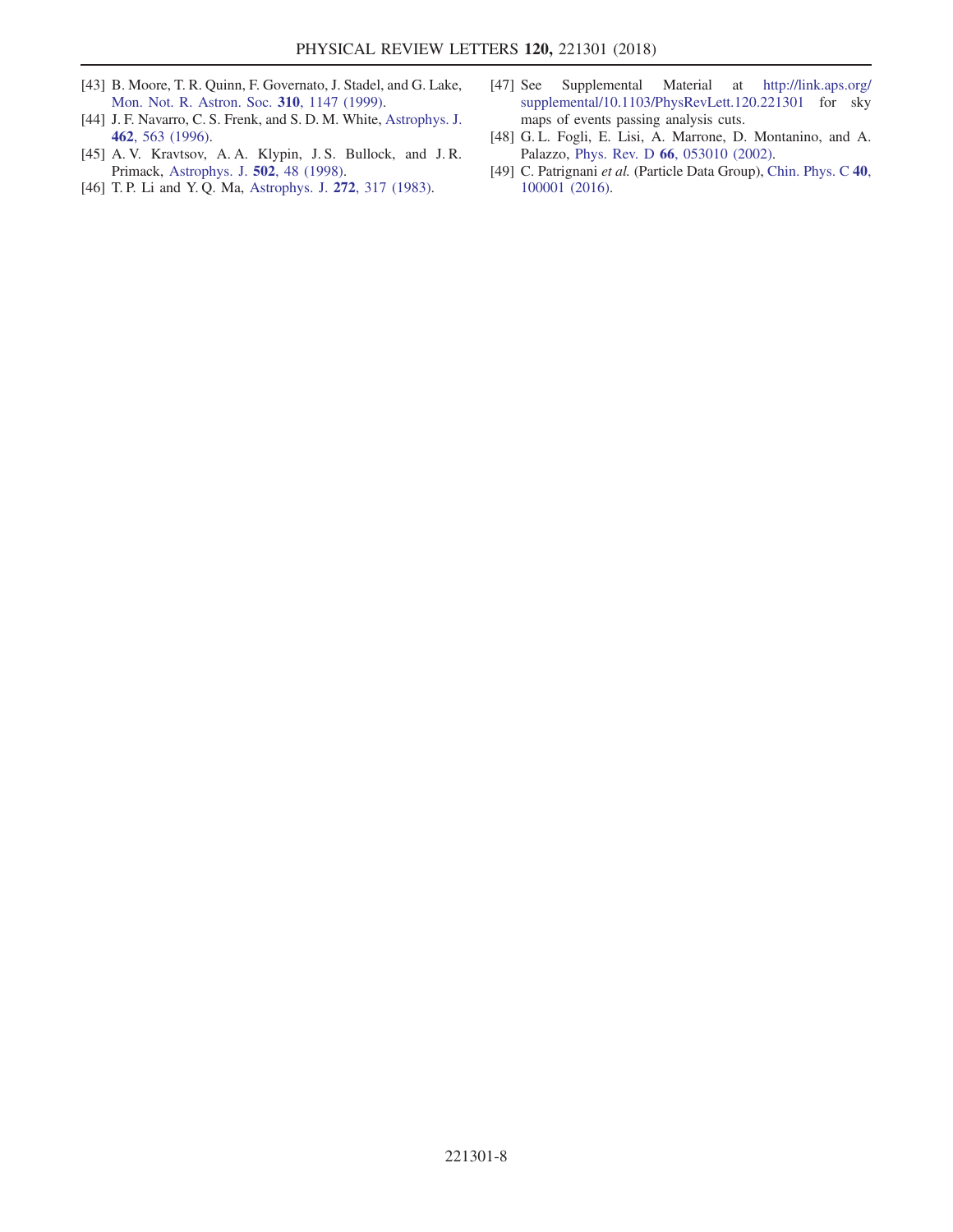[43] B. Moore, T. R. Quinn, F. Governato, J. Stadel, and G. Lake, Mon. Not. R. Astron. Soc. **310**, 1147 (1999).

[44] J. F. Navarro, C. S. Frenk, and S. D. M. White, Astrophys. J. **462**, 563 (1996).

[45] A. V. Kravtsov, A. A. Klypin, J. S. Bullock, and J. R. Primack, Astrophys. J. **502**, 48 (1998).

[46] T. P. Li and Y. Q. Ma, Astrophys. J. **272**, 317 (1983).

[47] See Supplemental Material at http://link.aps.org/supplemental/10.1103/PhysRevLett.120.221301 for sky maps of events passing analysis cuts.

[48] G. L. Fogli, E. Lisi, A. Marrone, D. Montanino, and A. Palazzo, Phys. Rev. D **66**, 053010 (2002).

[49] C. Patrignani *et al.* (Particle Data Group), Chin. Phys. C **40**, 100001 (2016).